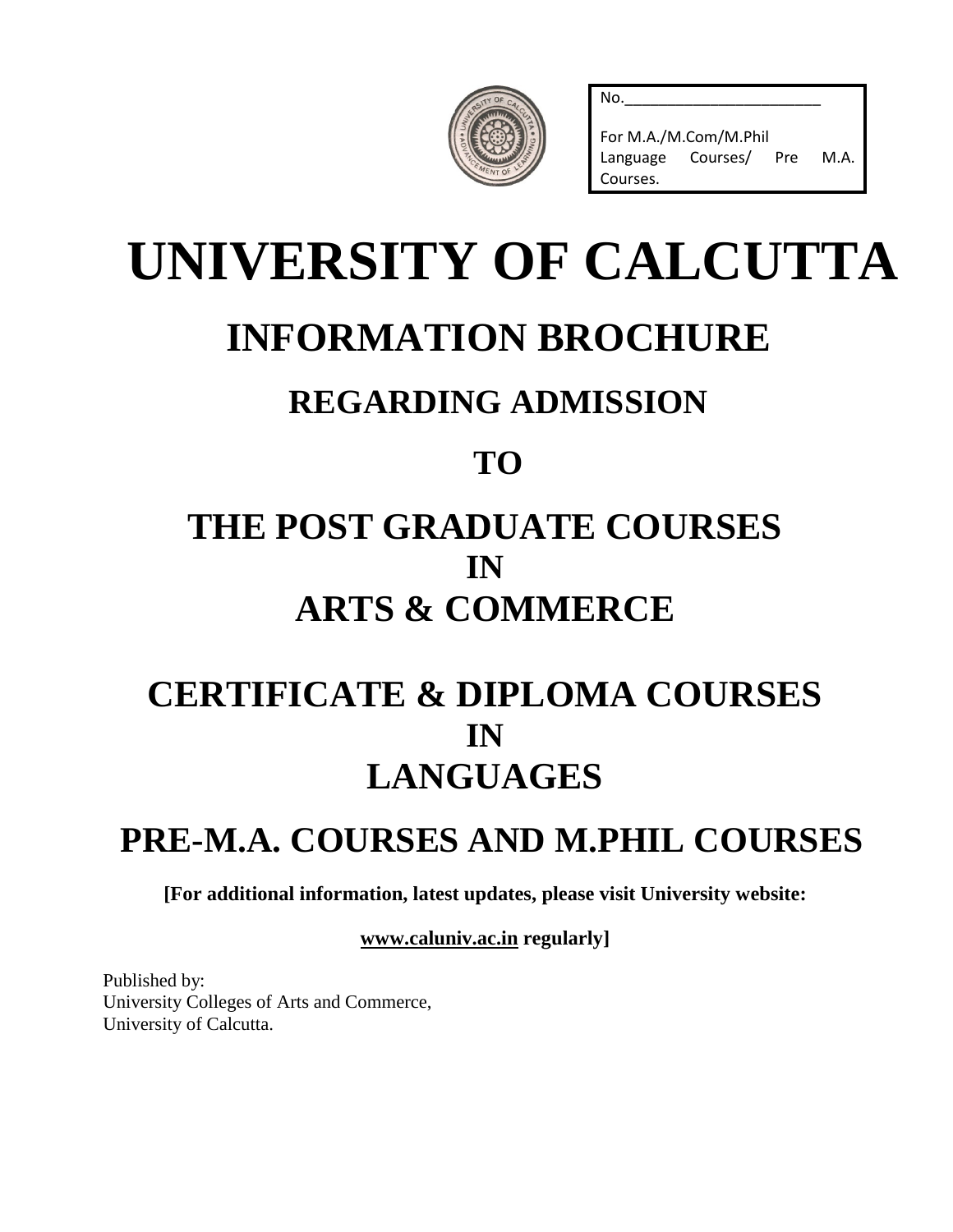No.________________________

For M.A./M.Com/M.Phil Language Courses/ Pre M.A. Courses.

# UNIVERSITY OF CALCUTTA

## INFORMATION BROCHURE

### REGARDING ADMISSION

### TO

## THE POST GRADUATE COURSES
## IN
## ARTS & COMMERCE

## CERTIFICATE & DIPLOMA COURSES
## IN
## LANGUAGES

## PRE-M.A. COURSES AND M.PHIL COURSES

**[For additional information, latest updates, please visit University website:**

**www.caluniv.ac.in regularly]**

Published by:
University Colleges of Arts and Commerce,
University of Calcutta.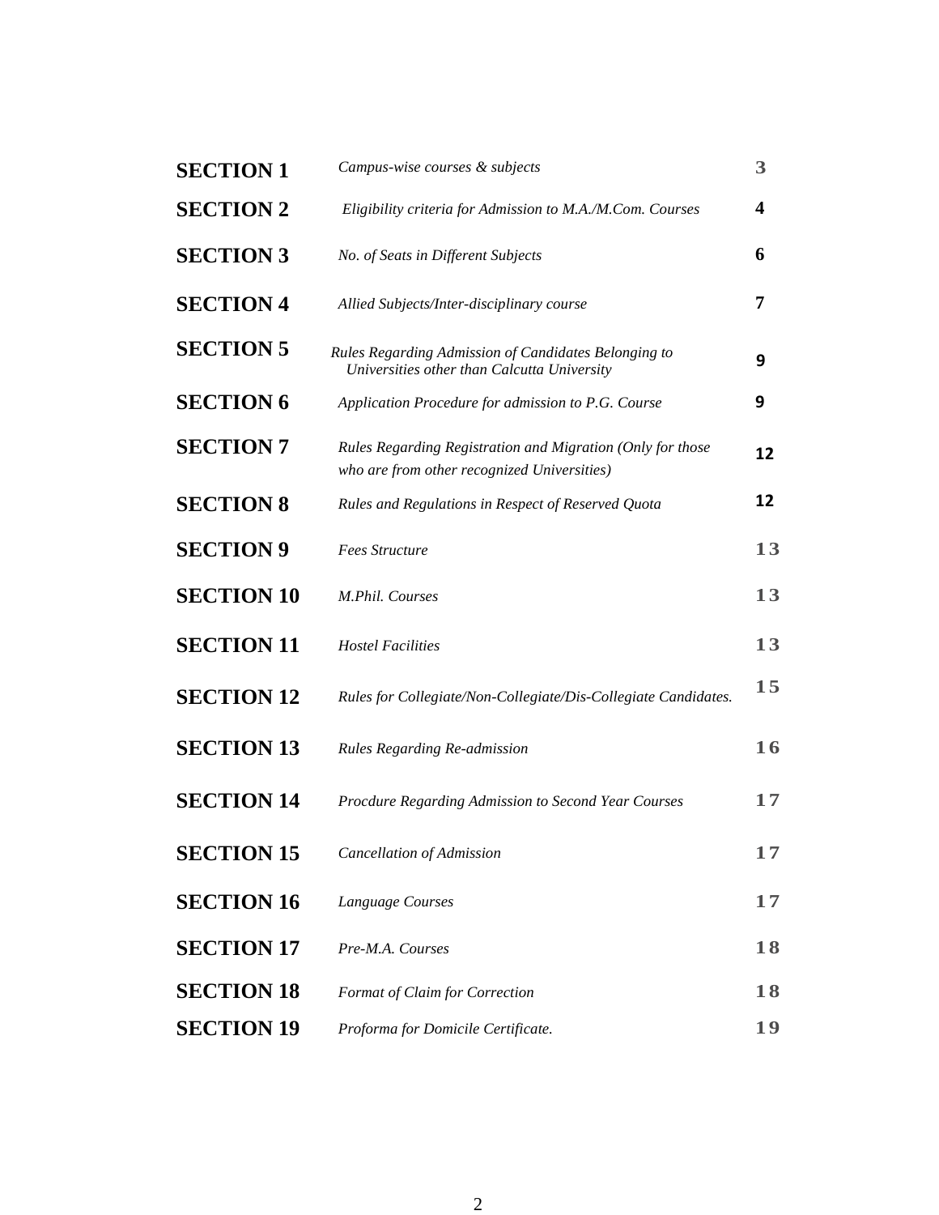| | | |
|---|---|---|
| **SECTION 1** | *Campus-wise courses & subjects* | 3 |
| **SECTION 2** | *Eligibility criteria for Admission to M.A./M.Com. Courses* | 4 |
| **SECTION 3** | *No. of Seats in Different Subjects* | 6 |
| **SECTION 4** | *Allied Subjects/Inter-disciplinary course* | 7 |
| **SECTION 5** | *Rules Regarding Admission of Candidates Belonging to Universities other than Calcutta University* | 9 |
| **SECTION 6** | *Application Procedure for admission to P.G. Course* | 9 |
| **SECTION 7** | *Rules Regarding Registration and Migration (Only for those who are from other recognized Universities)* | 12 |
| **SECTION 8** | *Rules and Regulations in Respect of Reserved Quota* | 12 |
| **SECTION 9** | *Fees Structure* | 13 |
| **SECTION 10** | *M.Phil. Courses* | 13 |
| **SECTION 11** | *Hostel Facilities* | 13 |
| **SECTION 12** | *Rules for Collegiate/Non-Collegiate/Dis-Collegiate Candidates.* | 15 |
| **SECTION 13** | *Rules Regarding Re-admission* | 16 |
| **SECTION 14** | *Procdure Regarding Admission to Second Year Courses* | 17 |
| **SECTION 15** | *Cancellation of Admission* | 17 |
| **SECTION 16** | *Language Courses* | 17 |
| **SECTION 17** | *Pre-M.A. Courses* | 18 |
| **SECTION 18** | *Format of Claim for Correction* | 18 |
| **SECTION 19** | *Proforma for Domicile Certificate.* | 19 |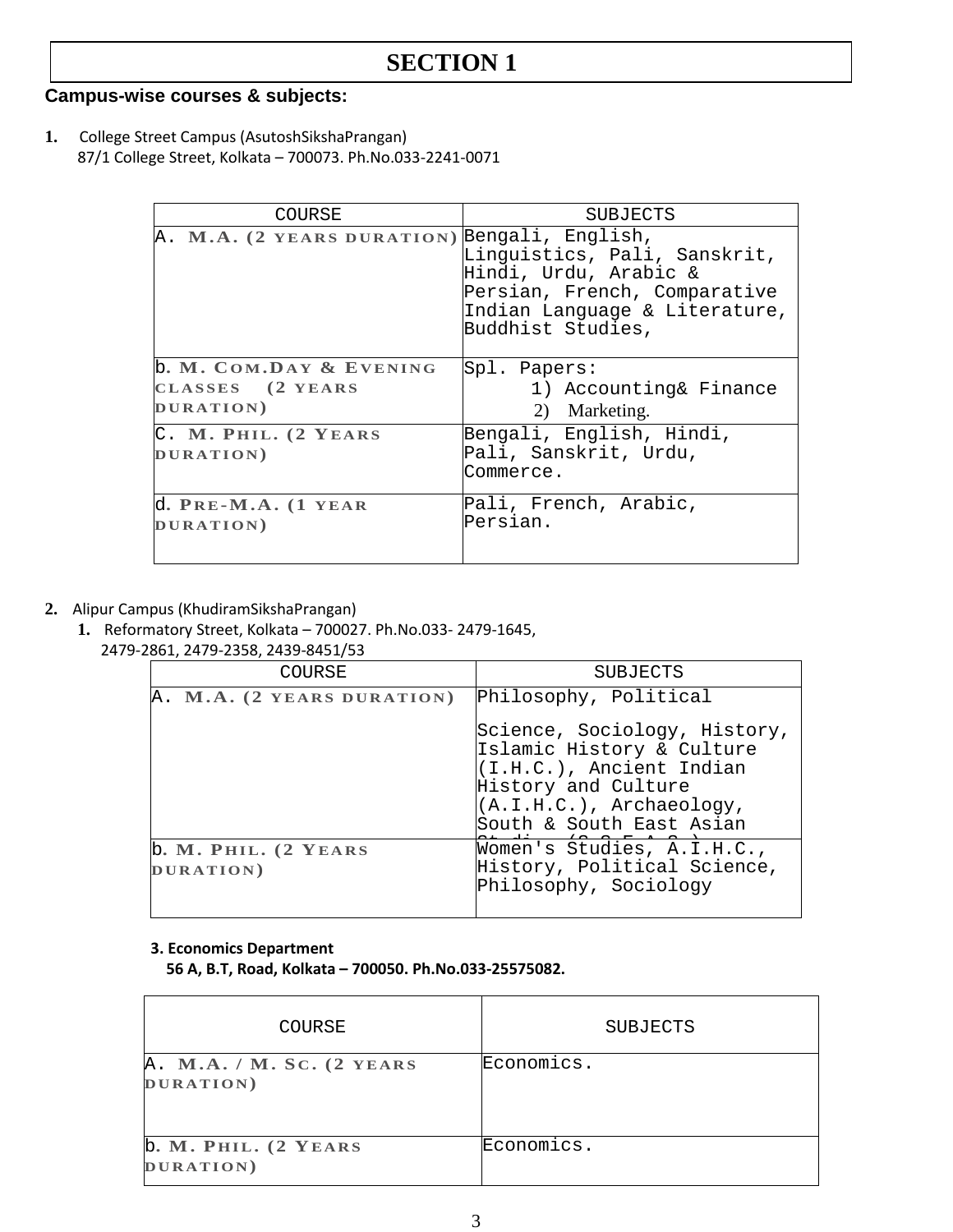# SECTION 1

**Campus-wise courses & subjects:**

**1.** College Street Campus (AsutoshSikshaPrangan)
87/1 College Street, Kolkata – 700073. Ph.No.033-2241-0071

| COURSE | SUBJECTS |
|---|---|
| A. M.A. (2 YEARS DURATION) | Bengali, English, Linguistics, Pali, Sanskrit, Hindi, Urdu, Arabic & Persian, French, Comparative Indian Language & Literature, Buddhist Studies, |
| b. M. COM.DAY & EVENING CLASSES (2 YEARS DURATION) | Spl. Papers: 1) Accounting& Finance 2) Marketing. |
| C. M. PHIL. (2 YEARS DURATION) | Bengali, English, Hindi, Pali, Sanskrit, Urdu, Commerce. |
| d. PRE-M.A. (1 YEAR DURATION) | Pali, French, Arabic, Persian. |

**2.** Alipur Campus (KhudiramSikshaPrangan)
**1.** Reformatory Street, Kolkata – 700027. Ph.No.033- 2479-1645, 2479-2861, 2479-2358, 2439-8451/53

| COURSE | SUBJECTS |
|---|---|
| A. M.A. (2 YEARS DURATION) | Philosophy, Political Science, Sociology, History, Islamic History & Culture (I.H.C.), Ancient Indian History and Culture (A.I.H.C.), Archaeology, South & South East Asian Studies (S.S.E.A.S.) |
| b. M. PHIL. (2 YEARS DURATION) | Women's Studies, A.I.H.C., History, Political Science, Philosophy, Sociology |

**3. Economics Department**
**56 A, B.T, Road, Kolkata – 700050. Ph.No.033-25575082.**

| COURSE | SUBJECTS |
|---|---|
| A. M.A. / M. SC. (2 YEARS DURATION) | Economics. |
| b. M. PHIL. (2 YEARS DURATION) | Economics. |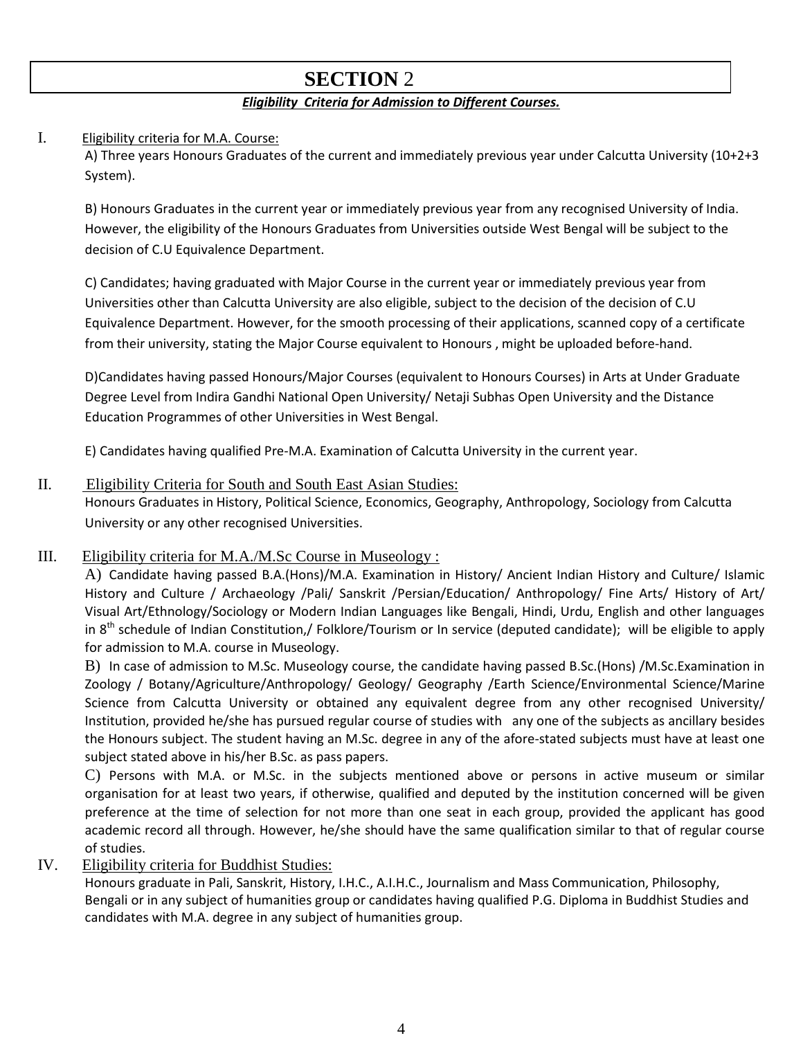# SECTION 2

***Eligibility Criteria for Admission to Different Courses.***

I. Eligibility criteria for M.A. Course:

A) Three years Honours Graduates of the current and immediately previous year under Calcutta University (10+2+3 System).

B) Honours Graduates in the current year or immediately previous year from any recognised University of India. However, the eligibility of the Honours Graduates from Universities outside West Bengal will be subject to the decision of C.U Equivalence Department.

C) Candidates; having graduated with Major Course in the current year or immediately previous year from Universities other than Calcutta University are also eligible, subject to the decision of the decision of C.U Equivalence Department. However, for the smooth processing of their applications, scanned copy of a certificate from their university, stating the Major Course equivalent to Honours , might be uploaded before-hand.

D)Candidates having passed Honours/Major Courses (equivalent to Honours Courses) in Arts at Under Graduate Degree Level from Indira Gandhi National Open University/ Netaji Subhas Open University and the Distance Education Programmes of other Universities in West Bengal.

E) Candidates having qualified Pre-M.A. Examination of Calcutta University in the current year.

II. Eligibility Criteria for South and South East Asian Studies:

Honours Graduates in History, Political Science, Economics, Geography, Anthropology, Sociology from Calcutta University or any other recognised Universities.

III. Eligibility criteria for M.A./M.Sc Course in Museology :

A) Candidate having passed B.A.(Hons)/M.A. Examination in History/ Ancient Indian History and Culture/ Islamic History and Culture / Archaeology /Pali/ Sanskrit /Persian/Education/ Anthropology/ Fine Arts/ History of Art/ Visual Art/Ethnology/Sociology or Modern Indian Languages like Bengali, Hindi, Urdu, English and other languages in 8th schedule of Indian Constitution,/ Folklore/Tourism or In service (deputed candidate); will be eligible to apply for admission to M.A. course in Museology.

B) In case of admission to M.Sc. Museology course, the candidate having passed B.Sc.(Hons) /M.Sc.Examination in Zoology / Botany/Agriculture/Anthropology/ Geology/ Geography /Earth Science/Environmental Science/Marine Science from Calcutta University or obtained any equivalent degree from any other recognised University/ Institution, provided he/she has pursued regular course of studies with any one of the subjects as ancillary besides the Honours subject. The student having an M.Sc. degree in any of the afore-stated subjects must have at least one subject stated above in his/her B.Sc. as pass papers.

C) Persons with M.A. or M.Sc. in the subjects mentioned above or persons in active museum or similar organisation for at least two years, if otherwise, qualified and deputed by the institution concerned will be given preference at the time of selection for not more than one seat in each group, provided the applicant has good academic record all through. However, he/she should have the same qualification similar to that of regular course of studies.

IV. Eligibility criteria for Buddhist Studies:

Honours graduate in Pali, Sanskrit, History, I.H.C., A.I.H.C., Journalism and Mass Communication, Philosophy, Bengali or in any subject of humanities group or candidates having qualified P.G. Diploma in Buddhist Studies and candidates with M.A. degree in any subject of humanities group.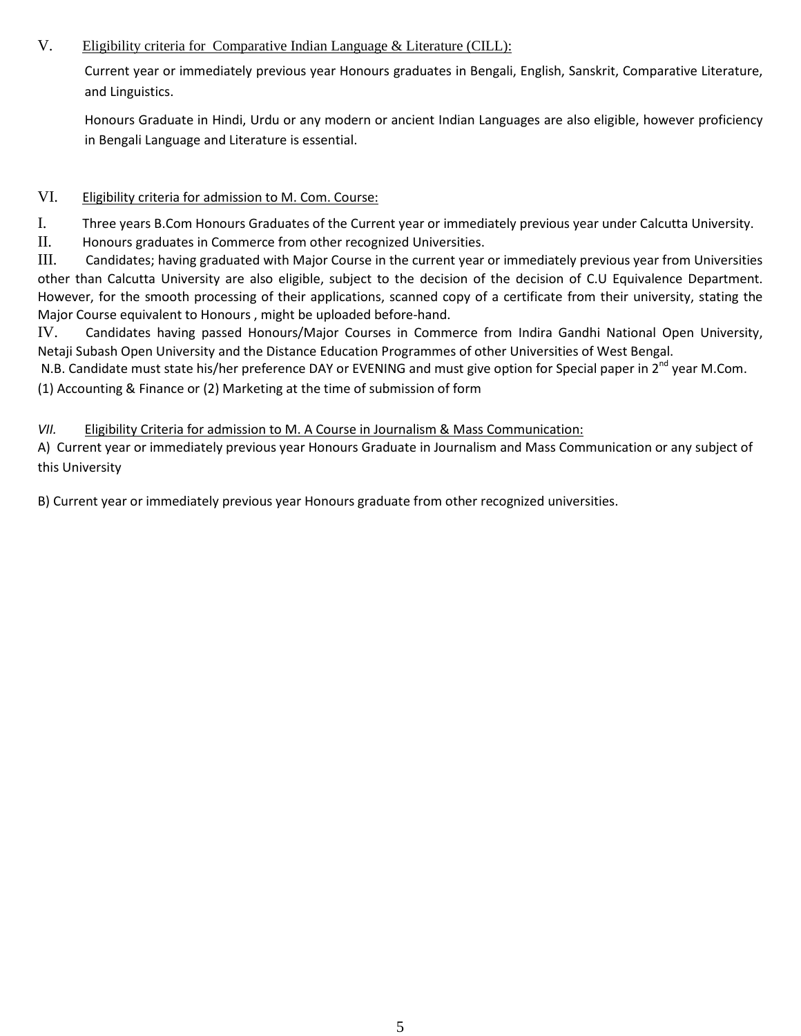V. Eligibility criteria for Comparative Indian Language & Literature (CILL):

Current year or immediately previous year Honours graduates in Bengali, English, Sanskrit, Comparative Literature, and Linguistics.

Honours Graduate in Hindi, Urdu or any modern or ancient Indian Languages are also eligible, however proficiency in Bengali Language and Literature is essential.

VI. Eligibility criteria for admission to M. Com. Course:

I. Three years B.Com Honours Graduates of the Current year or immediately previous year under Calcutta University.

II. Honours graduates in Commerce from other recognized Universities.

III. Candidates; having graduated with Major Course in the current year or immediately previous year from Universities other than Calcutta University are also eligible, subject to the decision of the decision of C.U Equivalence Department. However, for the smooth processing of their applications, scanned copy of a certificate from their university, stating the Major Course equivalent to Honours , might be uploaded before-hand.

IV. Candidates having passed Honours/Major Courses in Commerce from Indira Gandhi National Open University, Netaji Subash Open University and the Distance Education Programmes of other Universities of West Bengal.

N.B. Candidate must state his/her preference DAY or EVENING and must give option for Special paper in 2nd year M.Com. (1) Accounting & Finance or (2) Marketing at the time of submission of form

*VII.* Eligibility Criteria for admission to M. A Course in Journalism & Mass Communication:

A) Current year or immediately previous year Honours Graduate in Journalism and Mass Communication or any subject of this University

B) Current year or immediately previous year Honours graduate from other recognized universities.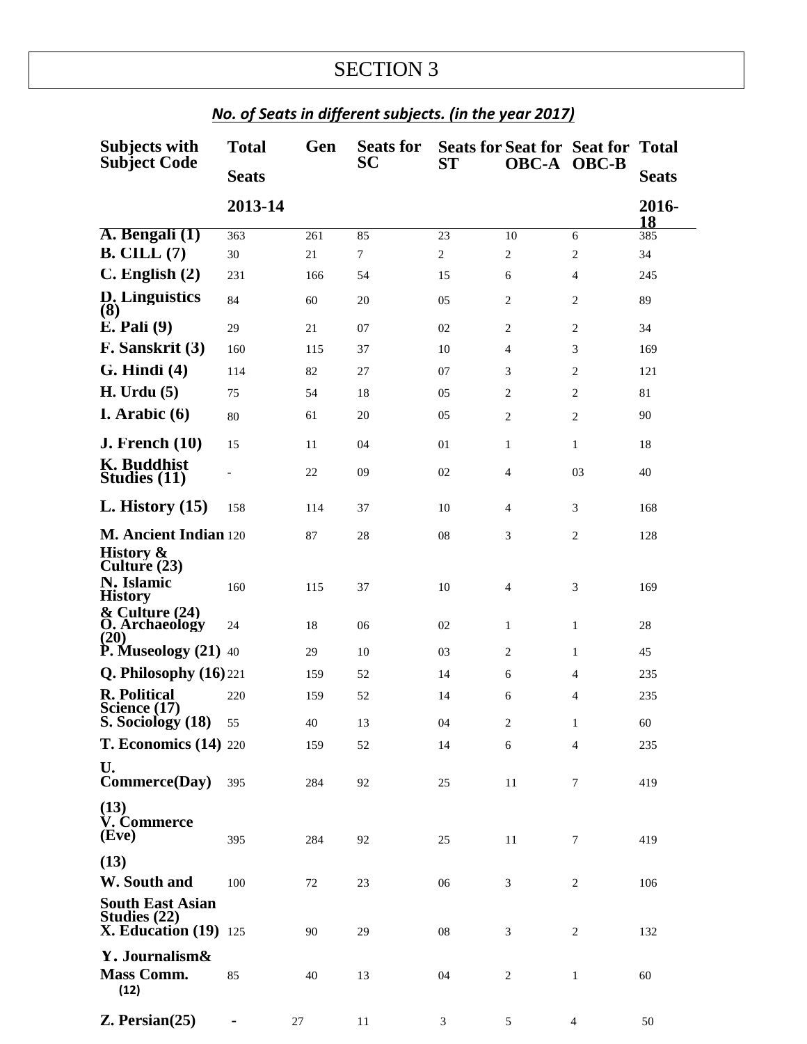# SECTION 3

***No. of Seats in different subjects. (in the year 2017)***

| Subjects with Subject Code | Total Seats 2013-14 | Gen | Seats for SC | Seats for ST | Seat for OBC-A | Seat for OBC-B | Total Seats 2016-18 |
|---|---|---|---|---|---|---|---|
| A. Bengali (1) | 363 | 261 | 85 | 23 | 10 | 6 | 385 |
| B. CILL (7) | 30 | 21 | 7 | 2 | 2 | 2 | 34 |
| C. English (2) | 231 | 166 | 54 | 15 | 6 | 4 | 245 |
| D. Linguistics (8) | 84 | 60 | 20 | 05 | 2 | 2 | 89 |
| E. Pali (9) | 29 | 21 | 07 | 02 | 2 | 2 | 34 |
| F. Sanskrit (3) | 160 | 115 | 37 | 10 | 4 | 3 | 169 |
| G. Hindi (4) | 114 | 82 | 27 | 07 | 3 | 2 | 121 |
| H. Urdu (5) | 75 | 54 | 18 | 05 | 2 | 2 | 81 |
| I. Arabic (6) | 80 | 61 | 20 | 05 | 2 | 2 | 90 |
| J. French (10) | 15 | 11 | 04 | 01 | 1 | 1 | 18 |
| K. Buddhist Studies (11) | - | 22 | 09 | 02 | 4 | 03 | 40 |
| L. History (15) | 158 | 114 | 37 | 10 | 4 | 3 | 168 |
| M. Ancient Indian History & Culture (23) | 120 | 87 | 28 | 08 | 3 | 2 | 128 |
| N. Islamic History & Culture (24) | 160 | 115 | 37 | 10 | 4 | 3 | 169 |
| O. Archaeology (20) | 24 | 18 | 06 | 02 | 1 | 1 | 28 |
| P. Museology (21) | 40 | 29 | 10 | 03 | 2 | 1 | 45 |
| Q. Philosophy (16) | 221 | 159 | 52 | 14 | 6 | 4 | 235 |
| R. Political Science (17) | 220 | 159 | 52 | 14 | 6 | 4 | 235 |
| S. Sociology (18) | 55 | 40 | 13 | 04 | 2 | 1 | 60 |
| T. Economics (14) | 220 | 159 | 52 | 14 | 6 | 4 | 235 |
| U. Commerce(Day) (13) | 395 | 284 | 92 | 25 | 11 | 7 | 419 |
| V. Commerce (Eve) (13) | 395 | 284 | 92 | 25 | 11 | 7 | 419 |
| W. South and South East Asian Studies (22) | 100 | 72 | 23 | 06 | 3 | 2 | 106 |
| X. Education (19) | 125 | 90 | 29 | 08 | 3 | 2 | 132 |
| Y. Journalism& Mass Comm. (12) | 85 | 40 | 13 | 04 | 2 | 1 | 60 |
| Z. Persian(25) | - | 27 | 11 | 3 | 5 | 4 | 50 |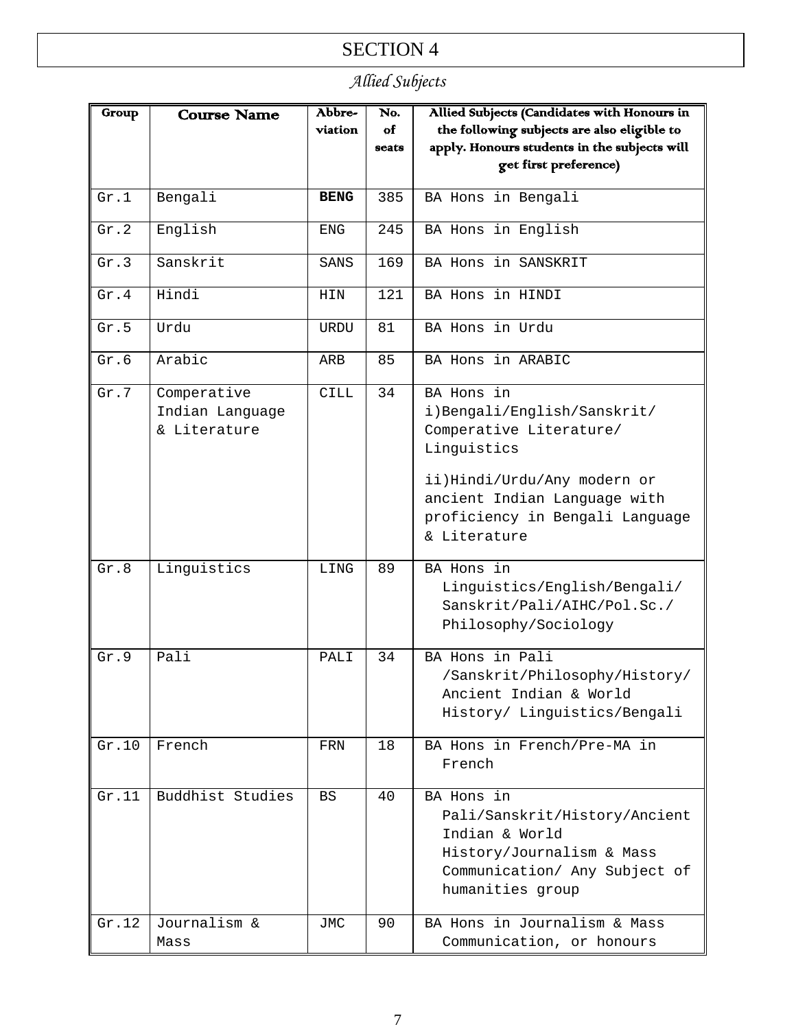# SECTION 4

*Allied Subjects*

| Group | Course Name | Abbre-viation | No. of seats | Allied Subjects (Candidates with Honours in the following subjects are also eligible to apply. Honours students in the subjects will get first preference) |
|---|---|---|---|---|
| Gr.1 | Bengali | **BENG** | 385 | BA Hons in Bengali |
| Gr.2 | English | ENG | 245 | BA Hons in English |
| Gr.3 | Sanskrit | SANS | 169 | BA Hons in SANSKRIT |
| Gr.4 | Hindi | HIN | 121 | BA Hons in HINDI |
| Gr.5 | Urdu | URDU | 81 | BA Hons in Urdu |
| Gr.6 | Arabic | ARB | 85 | BA Hons in ARABIC |
| Gr.7 | Comperative Indian Language & Literature | CILL | 34 | BA Hons in i)Bengali/English/Sanskrit/ Comperative Literature/ Linguistics<br>ii)Hindi/Urdu/Any modern or ancient Indian Language with proficiency in Bengali Language & Literature |
| Gr.8 | Linguistics | LING | 89 | BA Hons in Linguistics/English/Bengali/ Sanskrit/Pali/AIHC/Pol.Sc./ Philosophy/Sociology |
| Gr.9 | Pali | PALI | 34 | BA Hons in Pali /Sanskrit/Philosophy/History/ Ancient Indian & World History/ Linguistics/Bengali |
| Gr.10 | French | FRN | 18 | BA Hons in French/Pre-MA in French |
| Gr.11 | Buddhist Studies | BS | 40 | BA Hons in Pali/Sanskrit/History/Ancient Indian & World History/Journalism & Mass Communication/ Any Subject of humanities group |
| Gr.12 | Journalism & Mass | JMC | 90 | BA Hons in Journalism & Mass Communication, or honours |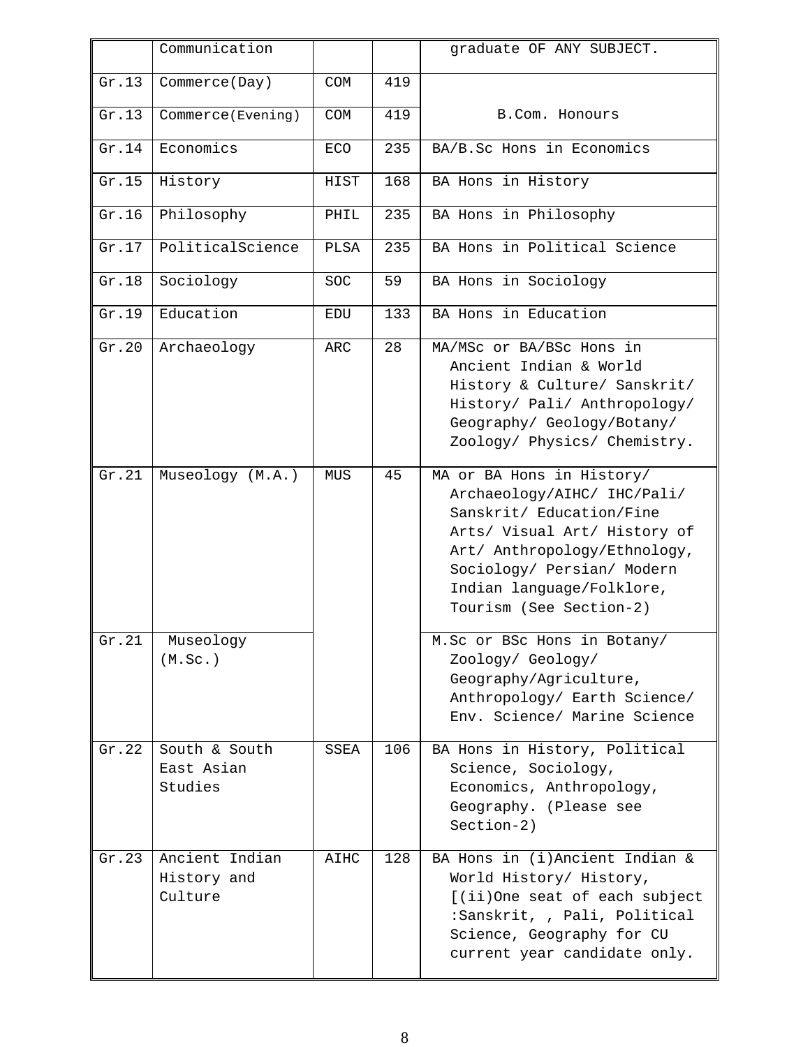| | | | | |
|---|---|---|---|---|
| | Communication | | | graduate OF ANY SUBJECT. |
| Gr.13 | Commerce(Day) | COM | 419 | B.Com. Honours |
| Gr.13 | Commerce(Evening) | COM | 419 | |
| Gr.14 | Economics | ECO | 235 | BA/B.Sc Hons in Economics |
| Gr.15 | History | HIST | 168 | BA Hons in History |
| Gr.16 | Philosophy | PHIL | 235 | BA Hons in Philosophy |
| Gr.17 | PoliticalScience | PLSA | 235 | BA Hons in Political Science |
| Gr.18 | Sociology | SOC | 59 | BA Hons in Sociology |
| Gr.19 | Education | EDU | 133 | BA Hons in Education |
| Gr.20 | Archaeology | ARC | 28 | MA/MSc or BA/BSc Hons in Ancient Indian & World History & Culture/ Sanskrit/ History/ Pali/ Anthropology/ Geography/ Geology/Botany/ Zoology/ Physics/ Chemistry. |
| Gr.21 | Museology (M.A.) | MUS | 45 | MA or BA Hons in History/ Archaeology/AIHC/ IHC/Pali/ Sanskrit/ Education/Fine Arts/ Visual Art/ History of Art/ Anthropology/Ethnology, Sociology/ Persian/ Modern Indian language/Folklore, Tourism (See Section-2) |
| Gr.21 | Museology (M.Sc.) | | | M.Sc or BSc Hons in Botany/ Zoology/ Geology/ Geography/Agriculture, Anthropology/ Earth Science/ Env. Science/ Marine Science |
| Gr.22 | South & South East Asian Studies | SSEA | 106 | BA Hons in History, Political Science, Sociology, Economics, Anthropology, Geography. (Please see Section-2) |
| Gr.23 | Ancient Indian History and Culture | AIHC | 128 | BA Hons in (i)Ancient Indian & World History/ History, [(ii)One seat of each subject :Sanskrit, , Pali, Political Science, Geography for CU current year candidate only. |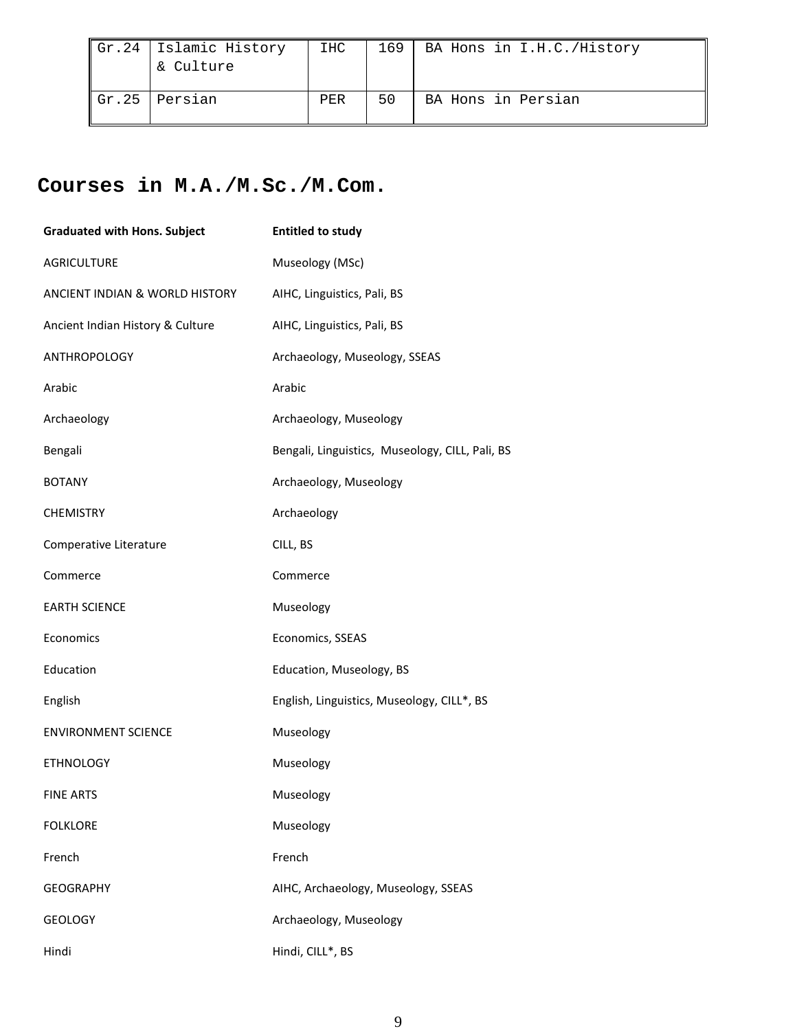| Gr.24 | Islamic History & Culture | IHC | 169 | BA Hons in I.H.C./History |
|---|---|---|---|---|
| Gr.25 | Persian | PER | 50 | BA Hons in Persian |

## Courses in M.A./M.Sc./M.Com.

| Graduated with Hons. Subject | Entitled to study |
|---|---|
| AGRICULTURE | Museology (MSc) |
| ANCIENT INDIAN & WORLD HISTORY | AIHC, Linguistics, Pali, BS |
| Ancient Indian History & Culture | AIHC, Linguistics, Pali, BS |
| ANTHROPOLOGY | Archaeology, Museology, SSEAS |
| Arabic | Arabic |
| Archaeology | Archaeology, Museology |
| Bengali | Bengali, Linguistics, Museology, CILL, Pali, BS |
| BOTANY | Archaeology, Museology |
| CHEMISTRY | Archaeology |
| Comperative Literature | CILL, BS |
| Commerce | Commerce |
| EARTH SCIENCE | Museology |
| Economics | Economics, SSEAS |
| Education | Education, Museology, BS |
| English | English, Linguistics, Museology, CILL*, BS |
| ENVIRONMENT SCIENCE | Museology |
| ETHNOLOGY | Museology |
| FINE ARTS | Museology |
| FOLKLORE | Museology |
| French | French |
| GEOGRAPHY | AIHC, Archaeology, Museology, SSEAS |
| GEOLOGY | Archaeology, Museology |
| Hindi | Hindi, CILL*, BS |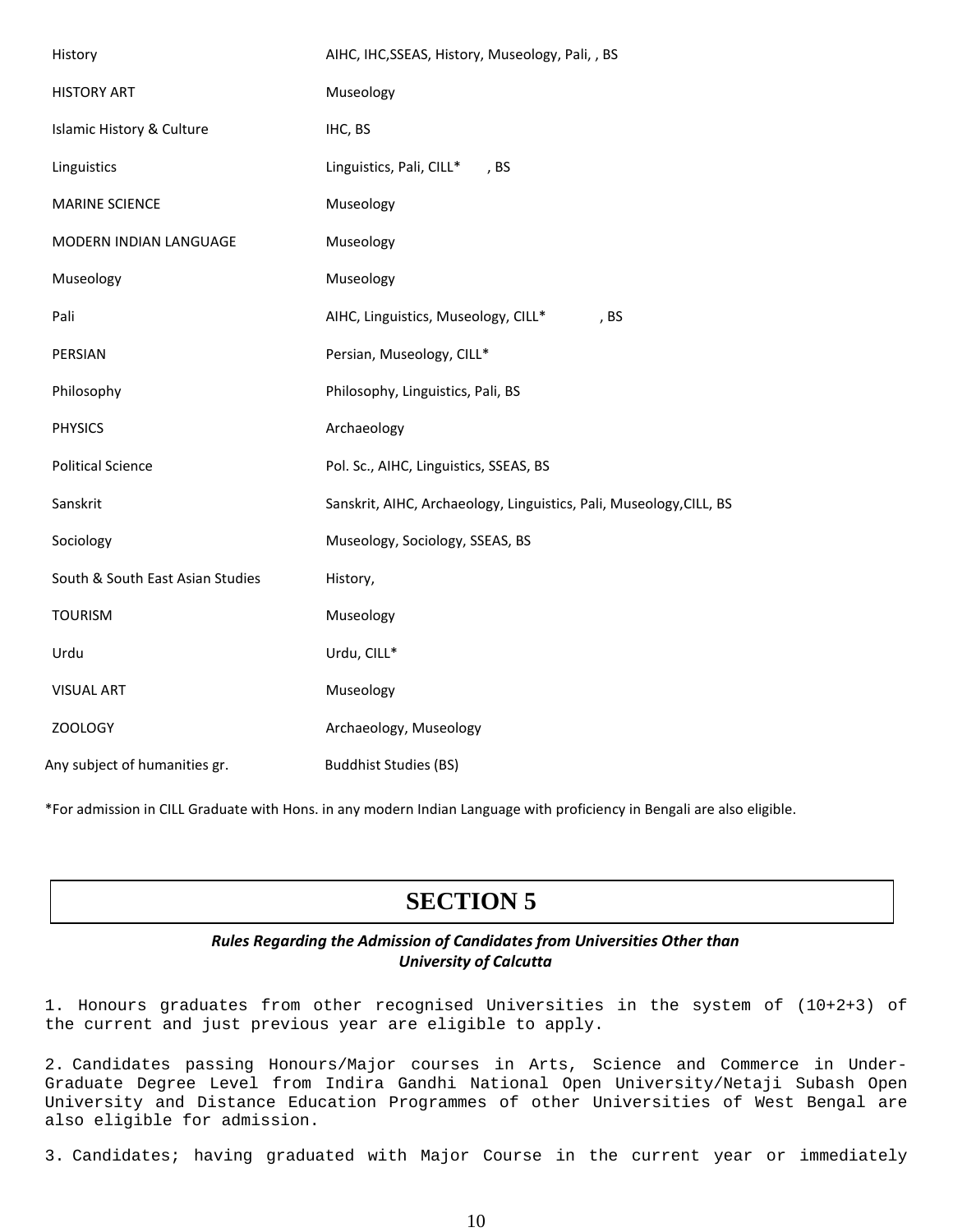| | |
|---|---|
| History | AIHC, IHC,SSEAS, History, Museology, Pali, , BS |
| HISTORY ART | Museology |
| Islamic History & Culture | IHC, BS |
| Linguistics | Linguistics, Pali, CILL* , BS |
| MARINE SCIENCE | Museology |
| MODERN INDIAN LANGUAGE | Museology |
| Museology | Museology |
| Pali | AIHC, Linguistics, Museology, CILL* , BS |
| PERSIAN | Persian, Museology, CILL* |
| Philosophy | Philosophy, Linguistics, Pali, BS |
| PHYSICS | Archaeology |
| Political Science | Pol. Sc., AIHC, Linguistics, SSEAS, BS |
| Sanskrit | Sanskrit, AIHC, Archaeology, Linguistics, Pali, Museology,CILL, BS |
| Sociology | Museology, Sociology, SSEAS, BS |
| South & South East Asian Studies | History, |
| TOURISM | Museology |
| Urdu | Urdu, CILL* |
| VISUAL ART | Museology |
| ZOOLOGY | Archaeology, Museology |
| Any subject of humanities gr. | Buddhist Studies (BS) |

*For admission in CILL Graduate with Hons. in any modern Indian Language with proficiency in Bengali are also eligible.

# SECTION 5

***Rules Regarding the Admission of Candidates from Universities Other than University of Calcutta***

1. Honours graduates from other recognised Universities in the system of (10+2+3) of the current and just previous year are eligible to apply.

2. Candidates passing Honours/Major courses in Arts, Science and Commerce in Under-Graduate Degree Level from Indira Gandhi National Open University/Netaji Subash Open University and Distance Education Programmes of other Universities of West Bengal are also eligible for admission.

3. Candidates; having graduated with Major Course in the current year or immediately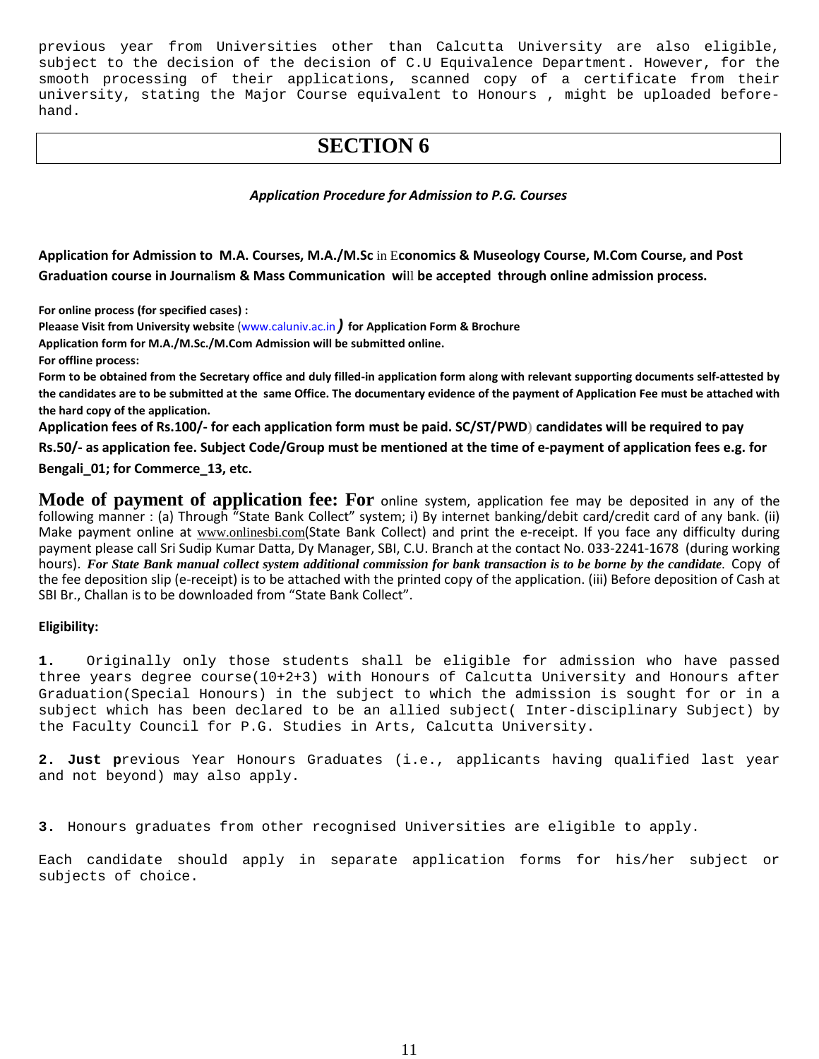previous year from Universities other than Calcutta University are also eligible, subject to the decision of the decision of C.U Equivalence Department. However, for the smooth processing of their applications, scanned copy of a certificate from their university, stating the Major Course equivalent to Honours , might be uploaded before-hand.

# SECTION 6

***Application Procedure for Admission to P.G. Courses***

**Application for Admission to M.A. Courses, M.A./M.Sc in Economics & Museology Course, M.Com Course, and Post Graduation course in Journalism & Mass Communication will be accepted through online admission process.**

**For online process (for specified cases) :**

**Pleaase Visit from University website (www.caluniv.ac.in*)* for Application Form & Brochure**

**Application form for M.A./M.Sc./M.Com Admission will be submitted online.**

**For offline process:**

**Form to be obtained from the Secretary office and duly filled-in application form along with relevant supporting documents self-attested by the candidates are to be submitted at the same Office. The documentary evidence of the payment of Application Fee must be attached with the hard copy of the application.**

**Application fees of Rs.100/- for each application form must be paid. SC/ST/PWD) candidates will be required to pay Rs.50/- as application fee. Subject Code/Group must be mentioned at the time of e-payment of application fees e.g. for Bengali_01; for Commerce_13, etc.**

**Mode of payment of application fee: For** online system, application fee may be deposited in any of the following manner : (a) Through "State Bank Collect" system; i) By internet banking/debit card/credit card of any bank. (ii) Make payment online at www.onlinesbi.com(State Bank Collect) and print the e-receipt. If you face any difficulty during payment please call Sri Sudip Kumar Datta, Dy Manager, SBI, C.U. Branch at the contact No. 033-2241-1678 (during working hours). ***For State Bank manual collect system additional commission for bank transaction is to be borne by the candidate***. Copy of the fee deposition slip (e-receipt) is to be attached with the printed copy of the application. (iii) Before deposition of Cash at SBI Br., Challan is to be downloaded from "State Bank Collect".

**Eligibility:**

**1.** Originally only those students shall be eligible for admission who have passed three years degree course(10+2+3) with Honours of Calcutta University and Honours after Graduation(Special Honours) in the subject to which the admission is sought for or in a subject which has been declared to be an allied subject( Inter-disciplinary Subject) by the Faculty Council for P.G. Studies in Arts, Calcutta University.

**2. Just p**revious Year Honours Graduates (i.e., applicants having qualified last year and not beyond) may also apply.

**3.** Honours graduates from other recognised Universities are eligible to apply.

Each candidate should apply in separate application forms for his/her subject or subjects of choice.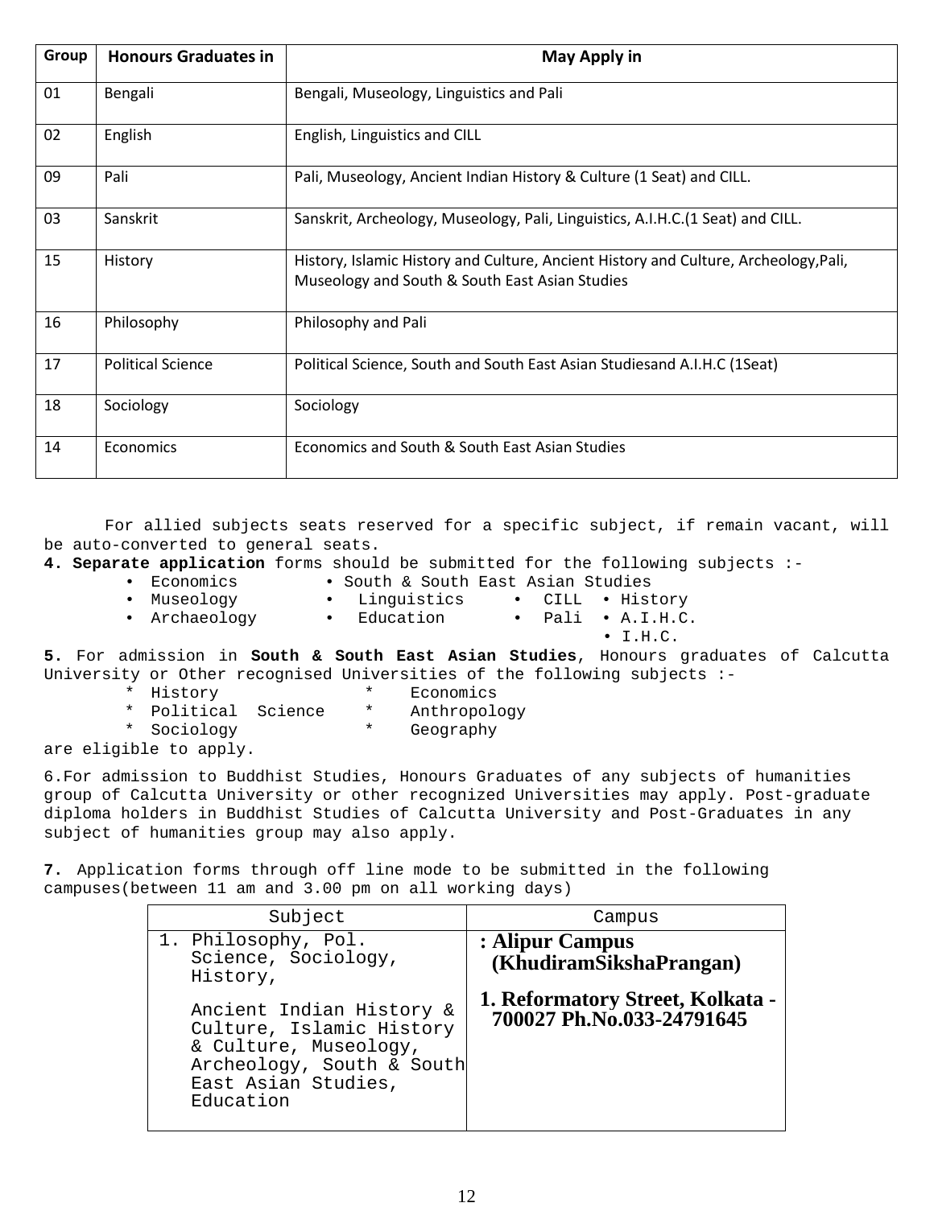| Group | Honours Graduates in | May Apply in |
|---|---|---|
| 01 | Bengali | Bengali, Museology, Linguistics and Pali |
| 02 | English | English, Linguistics and CILL |
| 09 | Pali | Pali, Museology, Ancient Indian History & Culture (1 Seat) and CILL. |
| 03 | Sanskrit | Sanskrit, Archeology, Museology, Pali, Linguistics, A.I.H.C.(1 Seat) and CILL. |
| 15 | History | History, Islamic History and Culture, Ancient History and Culture, Archeology,Pali, Museology and South & South East Asian Studies |
| 16 | Philosophy | Philosophy and Pali |
| 17 | Political Science | Political Science, South and South East Asian Studiesand A.I.H.C (1Seat) |
| 18 | Sociology | Sociology |
| 14 | Economics | Economics and South & South East Asian Studies |

For allied subjects seats reserved for a specific subject, if remain vacant, will be auto-converted to general seats.

**4. Separate application** forms should be submitted for the following subjects :-

- Economics
- South & South East Asian Studies
- Museology
- Linguistics
- CILL
- History
- Archaeology
- Education
- Pali
- A.I.H.C.
- I.H.C.

**5.** For admission in **South & South East Asian Studies**, Honours graduates of Calcutta University or Other recognised Universities of the following subjects :-

* History
* Economics
* Political Science
* Anthropology
* Sociology
* Geography

are eligible to apply.

6.For admission to Buddhist Studies, Honours Graduates of any subjects of humanities group of Calcutta University or other recognized Universities may apply. Post-graduate diploma holders in Buddhist Studies of Calcutta University and Post-Graduates in any subject of humanities group may also apply.

**7.** Application forms through off line mode to be submitted in the following campuses(between 11 am and 3.00 pm on all working days)

| Subject | Campus |
|---|---|
| 1. Philosophy, Pol. Science, Sociology, History, Ancient Indian History & Culture, Islamic History & Culture, Museology, Archeology, South & South East Asian Studies, Education | **: Alipur Campus (KhudiramSikshaPrangan) 1. Reformatory Street, Kolkata - 700027 Ph.No.033-24791645** |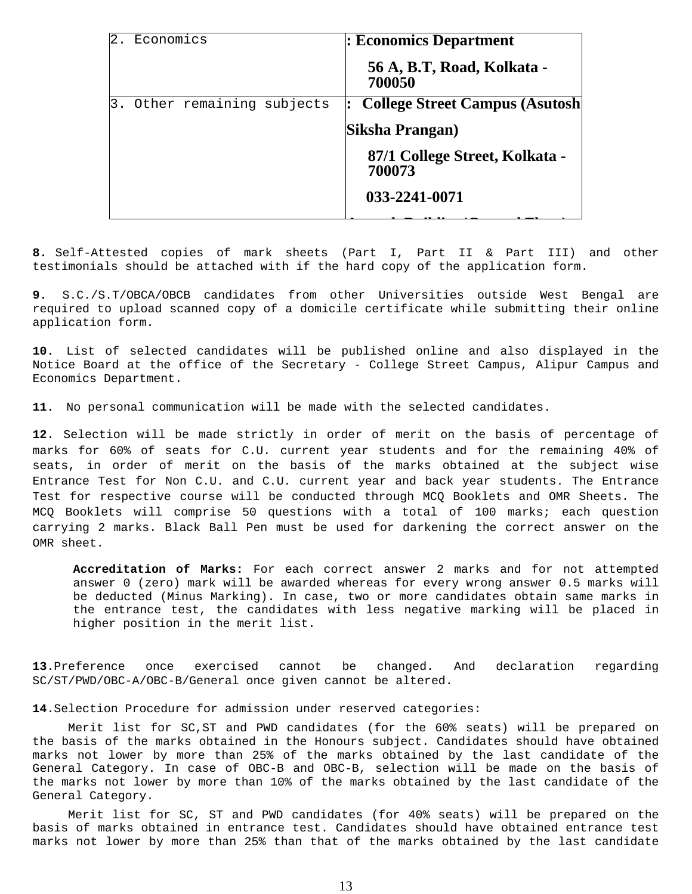| | |
|---|---|
| 2. Economics | **: Economics Department**<br>**56 A, B.T, Road, Kolkata - 700050** |
| 3. Other remaining subjects | **: College Street Campus (Asutosh Siksha Prangan)**<br>**87/1 College Street, Kolkata - 700073**<br>**033-2241-0071** |

**8.** Self-Attested copies of mark sheets (Part I, Part II & Part III) and other testimonials should be attached with if the hard copy of the application form.

**9.** S.C./S.T/OBCA/OBCB candidates from other Universities outside West Bengal are required to upload scanned copy of a domicile certificate while submitting their online application form.

**10.** List of selected candidates will be published online and also displayed in the Notice Board at the office of the Secretary - College Street Campus, Alipur Campus and Economics Department.

**11.** No personal communication will be made with the selected candidates.

**12.** Selection will be made strictly in order of merit on the basis of percentage of marks for 60% of seats for C.U. current year students and for the remaining 40% of seats, in order of merit on the basis of the marks obtained at the subject wise Entrance Test for Non C.U. and C.U. current year and back year students. The Entrance Test for respective course will be conducted through MCQ Booklets and OMR Sheets. The MCQ Booklets will comprise 50 questions with a total of 100 marks; each question carrying 2 marks. Black Ball Pen must be used for darkening the correct answer on the OMR sheet.

> **Accreditation of Marks:** For each correct answer 2 marks and for not attempted answer 0 (zero) mark will be awarded whereas for every wrong answer 0.5 marks will be deducted (Minus Marking). In case, two or more candidates obtain same marks in the entrance test, the candidates with less negative marking will be placed in higher position in the merit list.

**13.**Preference once exercised cannot be changed. And declaration regarding SC/ST/PWD/OBC-A/OBC-B/General once given cannot be altered.

**14.**Selection Procedure for admission under reserved categories:

Merit list for SC,ST and PWD candidates (for the 60% seats) will be prepared on the basis of the marks obtained in the Honours subject. Candidates should have obtained marks not lower by more than 25% of the marks obtained by the last candidate of the General Category. In case of OBC-B and OBC-B, selection will be made on the basis of the marks not lower by more than 10% of the marks obtained by the last candidate of the General Category.

Merit list for SC, ST and PWD candidates (for 40% seats) will be prepared on the basis of marks obtained in entrance test. Candidates should have obtained entrance test marks not lower by more than 25% than that of the marks obtained by the last candidate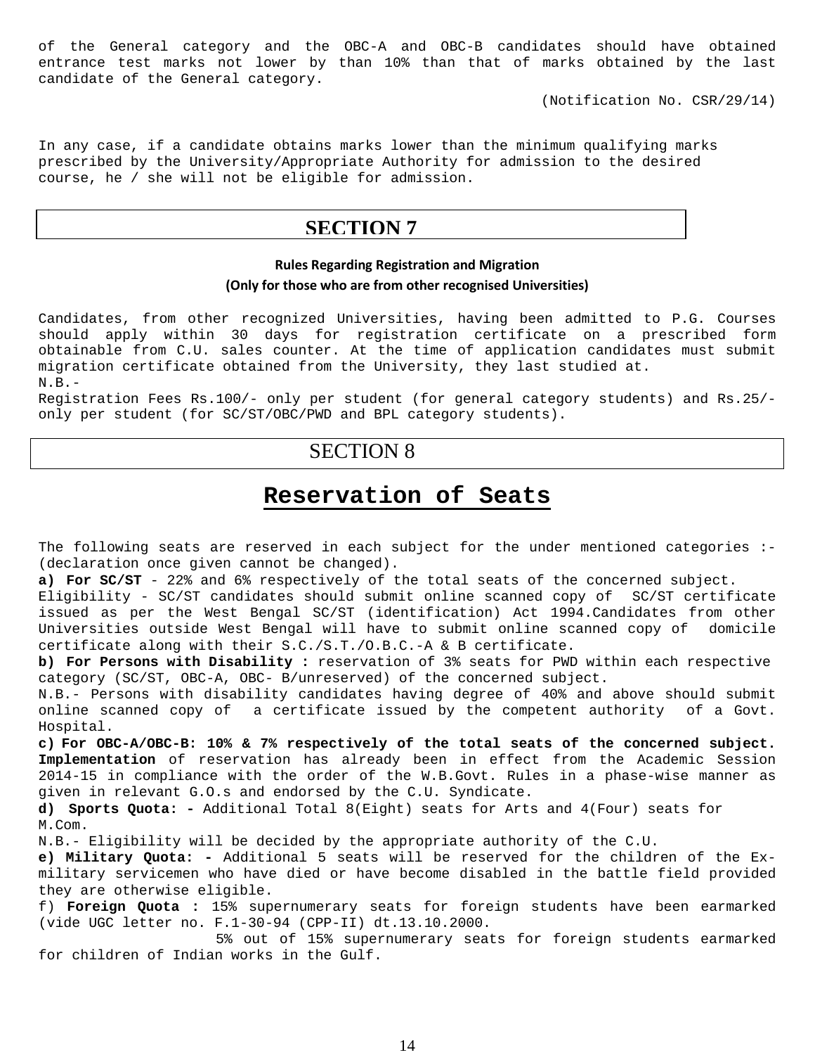of the General category and the OBC-A and OBC-B candidates should have obtained entrance test marks not lower by than 10% than that of marks obtained by the last candidate of the General category.

(Notification No. CSR/29/14)

In any case, if a candidate obtains marks lower than the minimum qualifying marks prescribed by the University/Appropriate Authority for admission to the desired course, he / she will not be eligible for admission.

# SECTION 7

**Rules Regarding Registration and Migration**

**(Only for those who are from other recognised Universities)**

Candidates, from other recognized Universities, having been admitted to P.G. Courses should apply within 30 days for registration certificate on a prescribed form obtainable from C.U. sales counter. At the time of application candidates must submit migration certificate obtained from the University, they last studied at.

N.B.-

Registration Fees Rs.100/- only per student (for general category students) and Rs.25/- only per student (for SC/ST/OBC/PWD and BPL category students).

# SECTION 8

## Reservation of Seats

The following seats are reserved in each subject for the under mentioned categories :- (declaration once given cannot be changed).

**a) For SC/ST** - 22% and 6% respectively of the total seats of the concerned subject.

Eligibility - SC/ST candidates should submit online scanned copy of SC/ST certificate issued as per the West Bengal SC/ST (identification) Act 1994.Candidates from other Universities outside West Bengal will have to submit online scanned copy of domicile certificate along with their S.C./S.T./O.B.C.-A & B certificate.

**b) For Persons with Disability :** reservation of 3% seats for PWD within each respective category (SC/ST, OBC-A, OBC- B/unreserved) of the concerned subject.

N.B.- Persons with disability candidates having degree of 40% and above should submit online scanned copy of a certificate issued by the competent authority of a Govt. Hospital.

**c) For OBC-A/OBC-B: 10% & 7% respectively of the total seats of the concerned subject. Implementation** of reservation has already been in effect from the Academic Session 2014-15 in compliance with the order of the W.B.Govt. Rules in a phase-wise manner as given in relevant G.O.s and endorsed by the C.U. Syndicate.

**d) Sports Quota: -** Additional Total 8(Eight) seats for Arts and 4(Four) seats for M.Com.

N.B.- Eligibility will be decided by the appropriate authority of the C.U.

**e) Military Quota: -** Additional 5 seats will be reserved for the children of the Ex-military servicemen who have died or have become disabled in the battle field provided they are otherwise eligible.

f) **Foreign Quota :** 15% supernumerary seats for foreign students have been earmarked (vide UGC letter no. F.1-30-94 (CPP-II) dt.13.10.2000.

5% out of 15% supernumerary seats for foreign students earmarked for children of Indian works in the Gulf.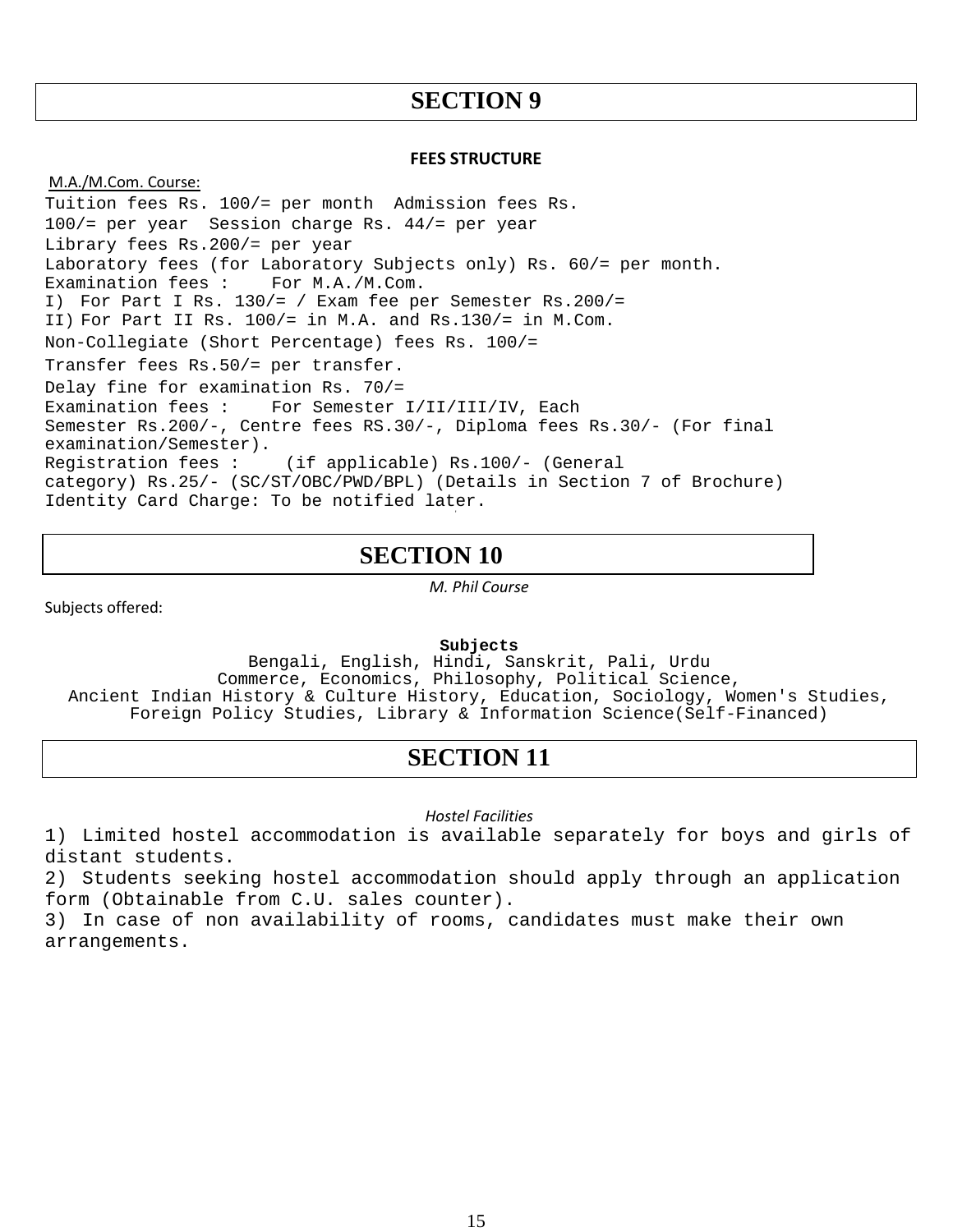# SECTION 9

## FEES STRUCTURE

M.A./M.Com. Course:

Tuition fees Rs. 100/= per month Admission fees Rs. 100/= per year Session charge Rs. 44/= per year

Library fees Rs.200/= per year

Laboratory fees (for Laboratory Subjects only) Rs. 60/= per month.

Examination fees : For M.A./M.Com.

I) For Part I Rs. 130/= / Exam fee per Semester Rs.200/=

II) For Part II Rs. 100/= in M.A. and Rs.130/= in M.Com.

Non-Collegiate (Short Percentage) fees Rs. 100/=

Transfer fees Rs.50/= per transfer.

Delay fine for examination Rs. 70/=

Examination fees : For Semester I/II/III/IV, Each Semester Rs.200/-, Centre fees RS.30/-, Diploma fees Rs.30/- (For final examination/Semester).

Registration fees : (if applicable) Rs.100/- (General category) Rs.25/- (SC/ST/OBC/PWD/BPL) (Details in Section 7 of Brochure)

Identity Card Charge: To be notified later.

# SECTION 10

*M. Phil Course*

Subjects offered:

**Subjects**

Bengali, English, Hindi, Sanskrit, Pali, Urdu
Commerce, Economics, Philosophy, Political Science,
Ancient Indian History & Culture History, Education, Sociology, Women's Studies,
Foreign Policy Studies, Library & Information Science(Self-Financed)

# SECTION 11

*Hostel Facilities*

1) Limited hostel accommodation is available separately for boys and girls of distant students.
2) Students seeking hostel accommodation should apply through an application form (Obtainable from C.U. sales counter).
3) In case of non availability of rooms, candidates must make their own arrangements.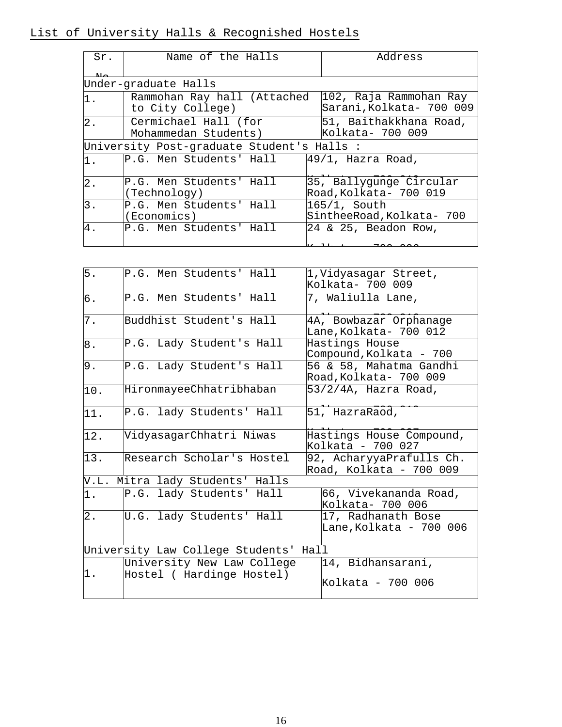<u>List of University Halls & Recognished Hostels</u>

| Sr. No | Name of the Halls | Address |
|---|---|---|
| Under-graduate Halls | | |
| 1. | Rammohan Ray hall (Attached to City College) | 102, Raja Rammohan Ray Sarani,Kolkata- 700 009 |
| 2. | Cermichael Hall (for Mohammedan Students) | 51, Baithakkhana Road, Kolkata- 700 009 |
| University Post-graduate Student's Halls : | | |
| 1. | P.G. Men Students' Hall | 49/1, Hazra Road, Kolkata- 700 019 |
| 2. | P.G. Men Students' Hall (Technology) | 35, Ballygunge Circular Road,Kolkata- 700 019 |
| 3. | P.G. Men Students' Hall (Economics) | 165/1, South SintheeRoad,Kolkata- 700 |
| 4. | P.G. Men Students' Hall | 24 & 25, Beadon Row, Kolkata- 700 006 |
| 5. | P.G. Men Students' Hall | 1,Vidyasagar Street, Kolkata- 700 009 |
| 6. | P.G. Men Students' Hall | 7, Waliulla Lane, Kolkata- 700 016 |
| 7. | Buddhist Student's Hall | 4A, Bowbazar Orphanage Lane,Kolkata- 700 012 |
| 8. | P.G. Lady Student's Hall | Hastings House Compound,Kolkata - 700 |
| 9. | P.G. Lady Student's Hall | 56 & 58, Mahatma Gandhi Road,Kolkata- 700 009 |
| 10. | HironmayeeChhatribhaban | 53/2/4A, Hazra Road, Kolkata- 700 019 |
| 11. | P.G. lady Students' Hall | 51, HazraRaod, Kolkata- 700 027 |
| 12. | VidyasagarChhatri Niwas | Hastings House Compound, Kolkata - 700 027 |
| 13. | Research Scholar's Hostel | 92, AcharyyaPrafulls Ch. Road, Kolkata - 700 009 |
| V.L. Mitra lady Students' Halls | | |
| 1. | P.G. lady Students' Hall | 66, Vivekananda Road, Kolkata- 700 006 |
| 2. | U.G. lady Students' Hall | 17, Radhanath Bose Lane,Kolkata - 700 006 |
| University Law College Students' Hall | | |
| 1. | University New Law College Hostel ( Hardinge Hostel) | 14, Bidhansarani, Kolkata - 700 006 |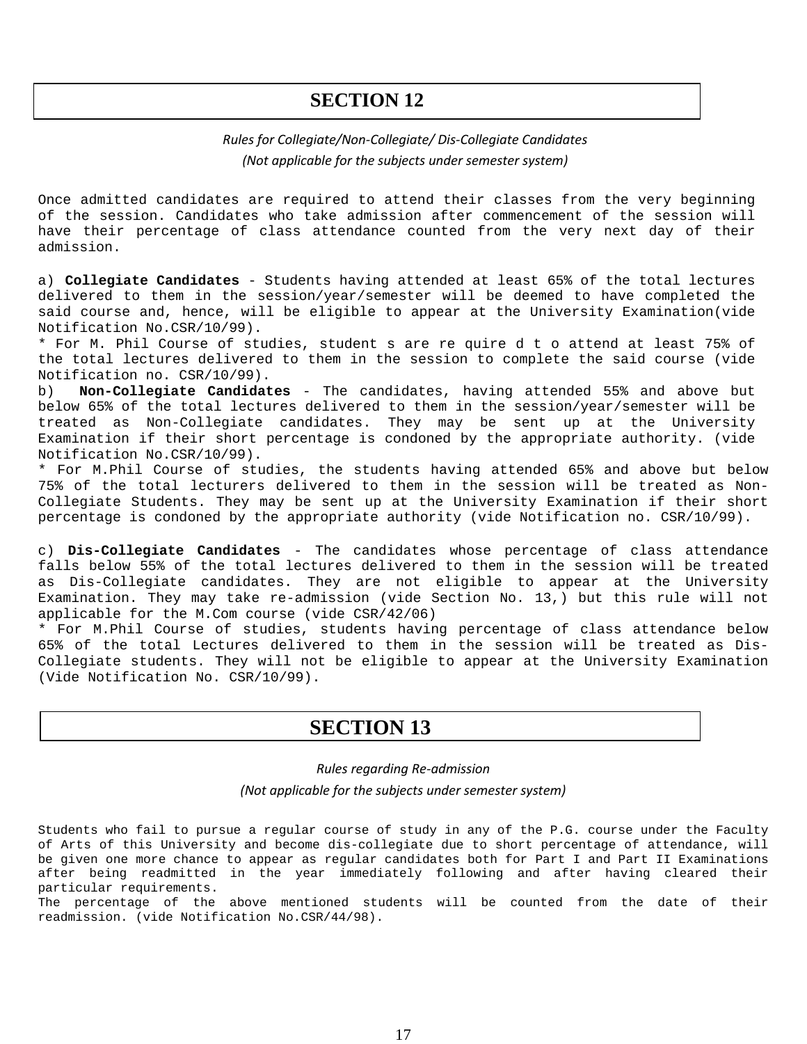# SECTION 12

*Rules for Collegiate/Non-Collegiate/ Dis-Collegiate Candidates*

*(Not applicable for the subjects under semester system)*

Once admitted candidates are required to attend their classes from the very beginning of the session. Candidates who take admission after commencement of the session will have their percentage of class attendance counted from the very next day of their admission.

a) **Collegiate Candidates** - Students having attended at least 65% of the total lectures delivered to them in the session/year/semester will be deemed to have completed the said course and, hence, will be eligible to appear at the University Examination(vide Notification No.CSR/10/99).

* For M. Phil Course of studies, student s are re quire d t o attend at least 75% of the total lectures delivered to them in the session to complete the said course (vide Notification no. CSR/10/99).

b) **Non-Collegiate Candidates** - The candidates, having attended 55% and above but below 65% of the total lectures delivered to them in the session/year/semester will be treated as Non-Collegiate candidates. They may be sent up at the University Examination if their short percentage is condoned by the appropriate authority. (vide Notification No.CSR/10/99).

* For M.Phil Course of studies, the students having attended 65% and above but below 75% of the total lecturers delivered to them in the session will be treated as Non-Collegiate Students. They may be sent up at the University Examination if their short percentage is condoned by the appropriate authority (vide Notification no. CSR/10/99).

c) **Dis-Collegiate Candidates** - The candidates whose percentage of class attendance falls below 55% of the total lectures delivered to them in the session will be treated as Dis-Collegiate candidates. They are not eligible to appear at the University Examination. They may take re-admission (vide Section No. 13,) but this rule will not applicable for the M.Com course (vide CSR/42/06)

* For M.Phil Course of studies, students having percentage of class attendance below 65% of the total Lectures delivered to them in the session will be treated as Dis-Collegiate students. They will not be eligible to appear at the University Examination (Vide Notification No. CSR/10/99).

# SECTION 13

*Rules regarding Re-admission*

*(Not applicable for the subjects under semester system)*

Students who fail to pursue a regular course of study in any of the P.G. course under the Faculty of Arts of this University and become dis-collegiate due to short percentage of attendance, will be given one more chance to appear as regular candidates both for Part I and Part II Examinations after being readmitted in the year immediately following and after having cleared their particular requirements.

The percentage of the above mentioned students will be counted from the date of their readmission. (vide Notification No.CSR/44/98).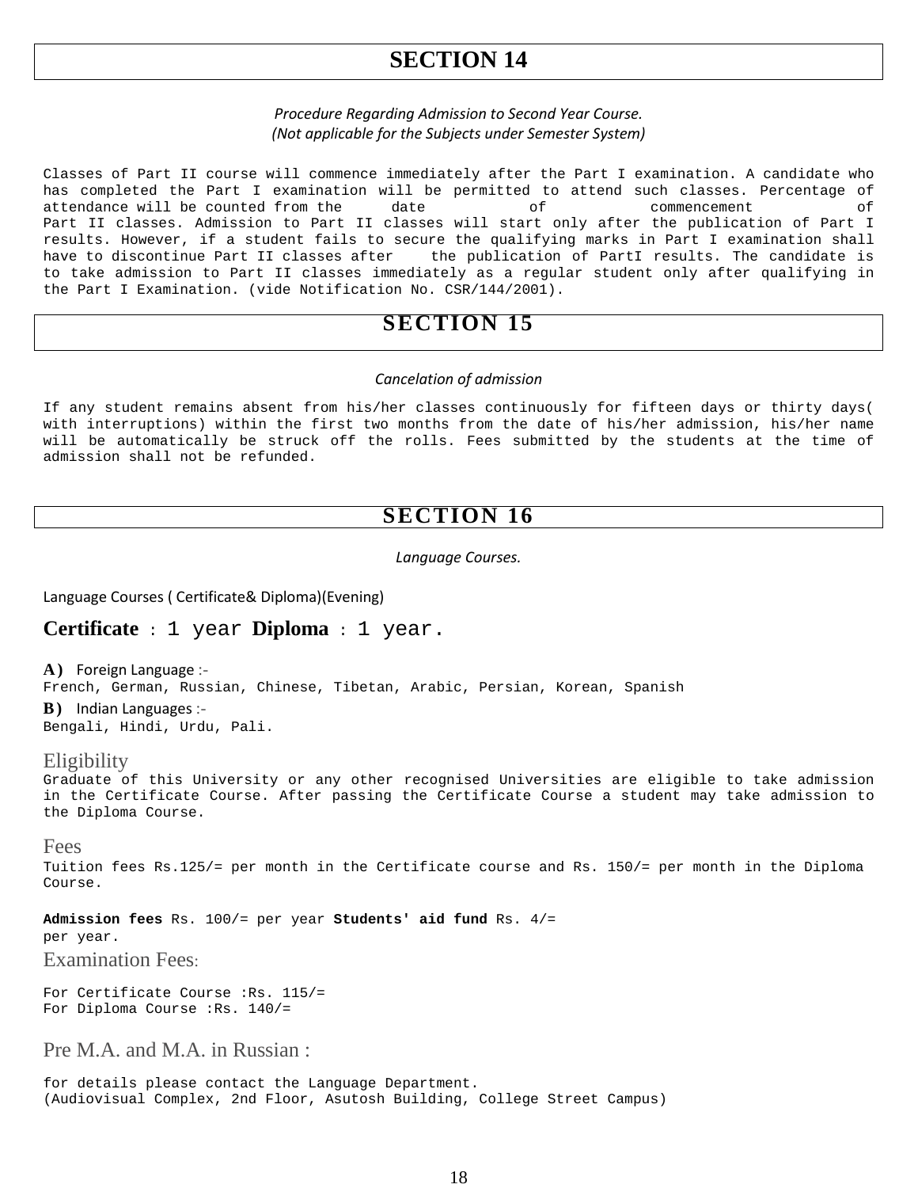# SECTION 14

*Procedure Regarding Admission to Second Year Course.*
*(Not applicable for the Subjects under Semester System)*

Classes of Part II course will commence immediately after the Part I examination. A candidate who has completed the Part I examination will be permitted to attend such classes. Percentage of attendance will be counted from the date of commencement of Part II classes. Admission to Part II classes will start only after the publication of Part I results. However, if a student fails to secure the qualifying marks in Part I examination shall have to discontinue Part II classes after the publication of PartI results. The candidate is to take admission to Part II classes immediately as a regular student only after qualifying in the Part I Examination. (vide Notification No. CSR/144/2001).

# SECTION 15

*Cancelation of admission*

If any student remains absent from his/her classes continuously for fifteen days or thirty days( with interruptions) within the first two months from the date of his/her admission, his/her name will be automatically be struck off the rolls. Fees submitted by the students at the time of admission shall not be refunded.

# SECTION 16

*Language Courses.*

Language Courses ( Certificate& Diploma)(Evening)

**Certificate** : 1 year **Diploma** : 1 year.

**A)** Foreign Language :-
French, German, Russian, Chinese, Tibetan, Arabic, Persian, Korean, Spanish

**B)** Indian Languages :-
Bengali, Hindi, Urdu, Pali.

## Eligibility

Graduate of this University or any other recognised Universities are eligible to take admission in the Certificate Course. After passing the Certificate Course a student may take admission to the Diploma Course.

## Fees

Tuition fees Rs.125/= per month in the Certificate course and Rs. 150/= per month in the Diploma Course.

**Admission fees** Rs. 100/= per year **Students' aid fund** Rs. 4/= per year.

## Examination Fees:

For Certificate Course :Rs. 115/=
For Diploma Course :Rs. 140/=

## Pre M.A. and M.A. in Russian :

for details please contact the Language Department.
(Audiovisual Complex, 2nd Floor, Asutosh Building, College Street Campus)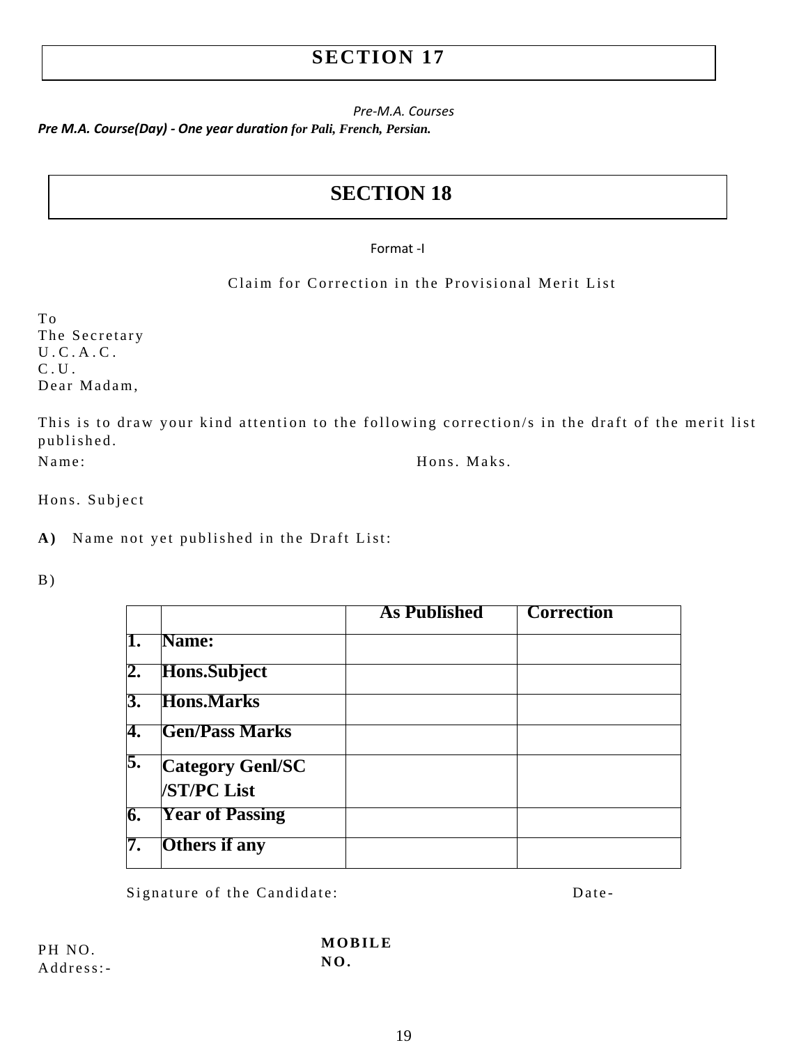# SECTION 17

*Pre-M.A. Courses*

***Pre M.A. Course(Day) - One year duration for Pali, French, Persian.***

# SECTION 18

Format -I

Claim for Correction in the Provisional Merit List

To
The Secretary
U.C.A.C.
C.U.
Dear Madam,

This is to draw your kind attention to the following correction/s in the draft of the merit list published.

Name: Hons. Maks.

Hons. Subject

**A)** Name not yet published in the Draft List:

B)

| | | As Published | Correction |
|---|---|---|---|
| **1.** | **Name:** | | |
| **2.** | **Hons.Subject** | | |
| **3.** | **Hons.Marks** | | |
| **4.** | **Gen/Pass Marks** | | |
| **5.** | **Category Genl/SC /ST/PC List** | | |
| **6.** | **Year of Passing** | | |
| **7.** | **Others if any** | | |

Signature of the Candidate: Date-

PH NO. **MOBILE NO.**

Address:-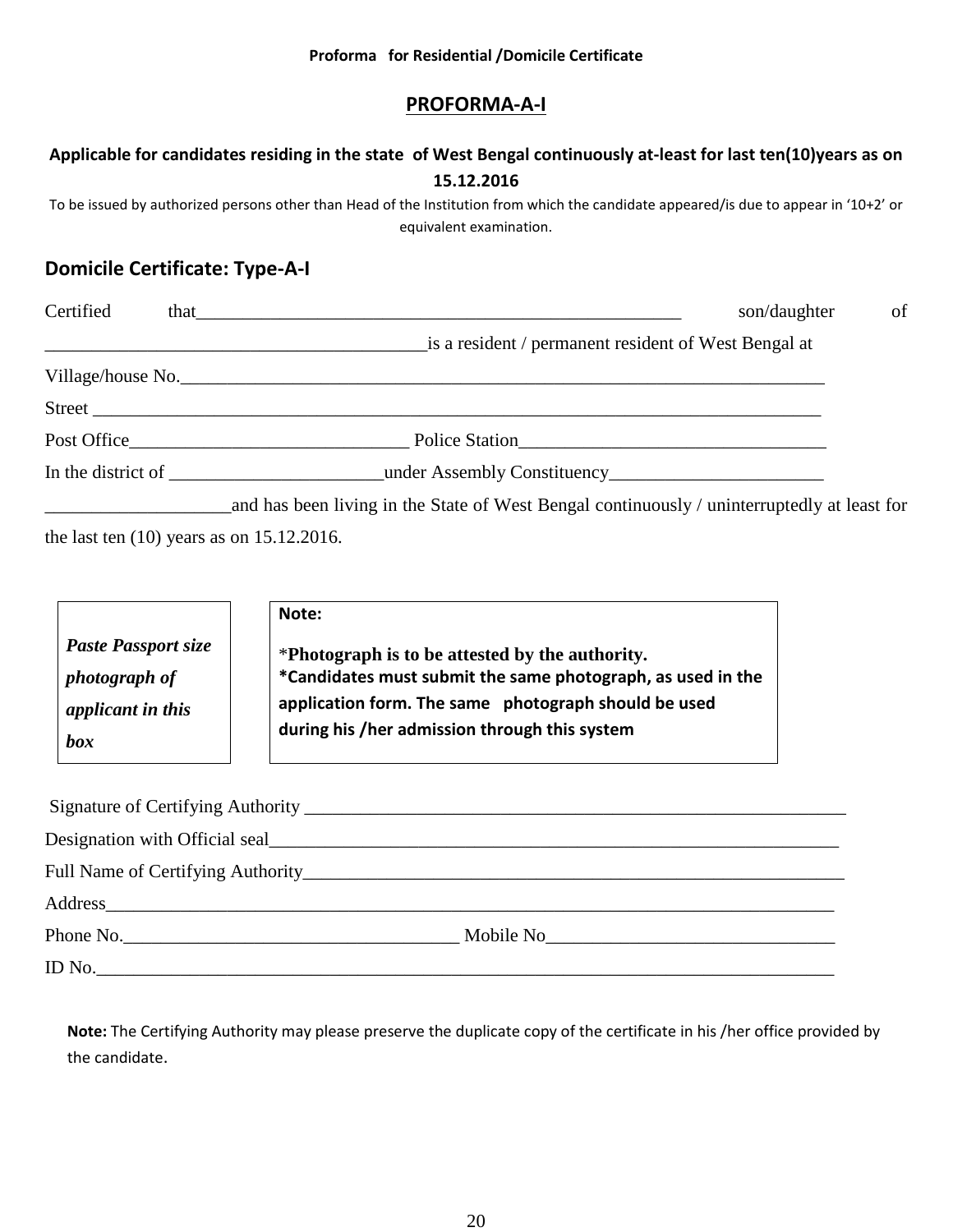**Proforma for Residential /Domicile Certificate**

## PROFORMA-A-I

### Applicable for candidates residing in the state of West Bengal continuously at-least for last ten(10)years as on 15.12.2016

To be issued by authorized persons other than Head of the Institution from which the candidate appeared/is due to appear in '10+2' or equivalent examination.

### Domicile Certificate: Type-A-I

Certified that_______________________________________________________ son/daughter of _________________________________________is a resident / permanent resident of West Bengal at

Village/house No.________________________________________________________________________

Street ________________________________________________________________________________

Post Office______________________________ Police Station__________________________________

In the district of _______________________under Assembly Constituency_______________________

____________________and has been living in the State of West Bengal continuously / uninterruptedly at least for the last ten (10) years as on 15.12.2016.

*Paste Passport size photograph of applicant in this box*

**Note:**

***Photograph is to be attested by the authority.**
***Candidates must submit the same photograph, as used in the application form. The same photograph should be used during his /her admission through this system**

Signature of Certifying Authority ______________________________________________________________

Designation with Official seal__________________________________________________________________

Full Name of Certifying Authority______________________________________________________________

Address____________________________________________________________________________________

Phone No.___________________________________ Mobile No_______________________________

ID No.______________________________________________________________________________________

**Note:** The Certifying Authority may please preserve the duplicate copy of the certificate in his /her office provided by the candidate.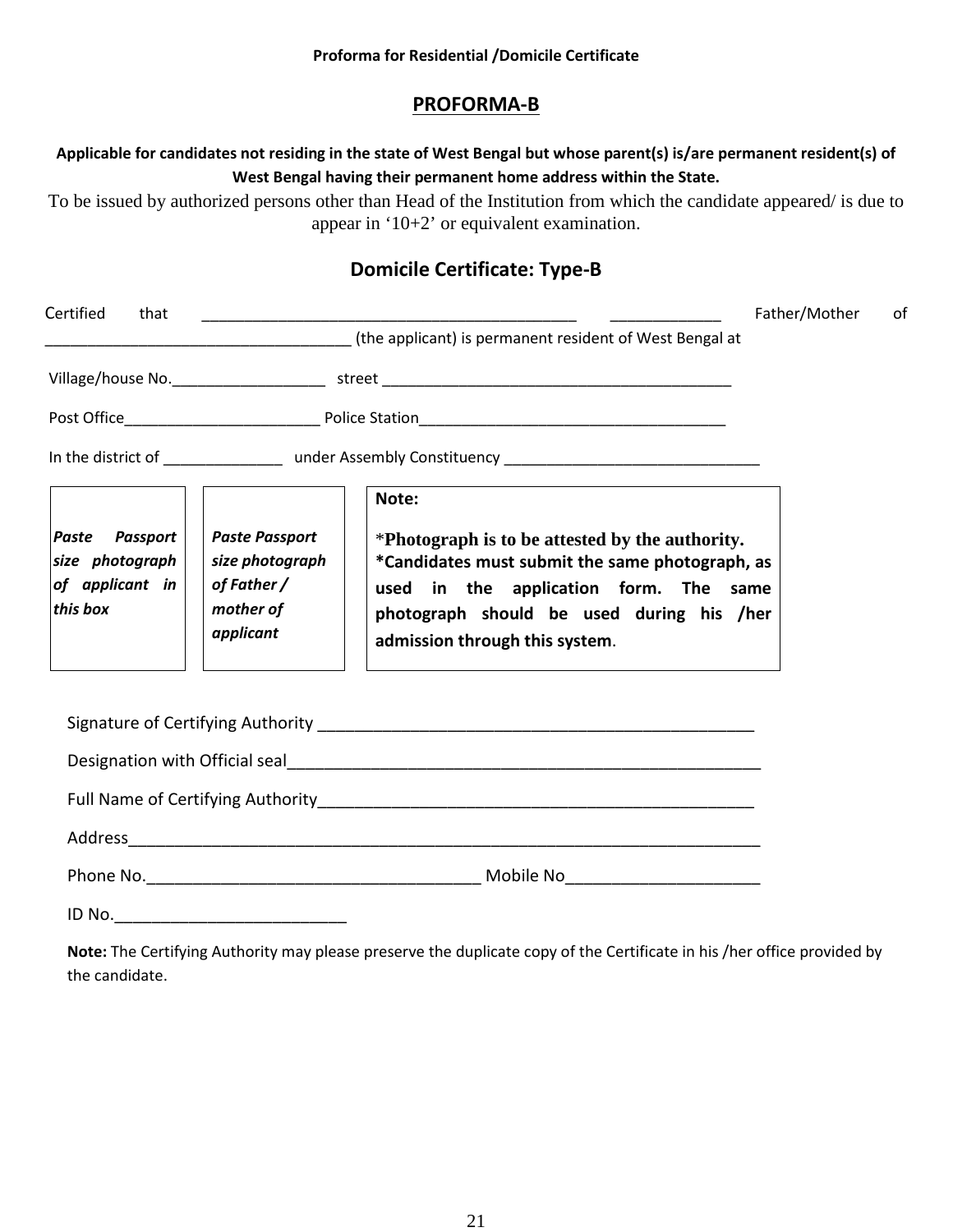**Proforma for Residential /Domicile Certificate**

## PROFORMA-B

**Applicable for candidates not residing in the state of West Bengal but whose parent(s) is/are permanent resident(s) of West Bengal having their permanent home address within the State.**

To be issued by authorized persons other than Head of the Institution from which the candidate appeared/ is due to appear in '10+2' or equivalent examination.

### Domicile Certificate: Type-B

Certified that ____________________________________________ _____________ Father/Mother of ____________________________________ (the applicant) is permanent resident of West Bengal at

Village/house No.__________________ street __________________________________________

Post Office_______________________ Police Station____________________________________

In the district of ______________ under Assembly Constituency ______________________________

| *Paste Passport size photograph of applicant in this box* | *Paste Passport size photograph of Father / mother of applicant* | **Note:**<br>*Photograph is to be attested by the authority.<br>**\*Candidates must submit the same photograph, as used in the application form. The same photograph should be used during his /her admission through this system**. |
|---|---|---|

Signature of Certifying Authority ________________________________________________

Designation with Official seal____________________________________________________

Full Name of Certifying Authority________________________________________________

Address_____________________________________________________________________

Phone No.____________________________________ Mobile No_____________________

ID No.__________________________

**Note:** The Certifying Authority may please preserve the duplicate copy of the Certificate in his /her office provided by the candidate.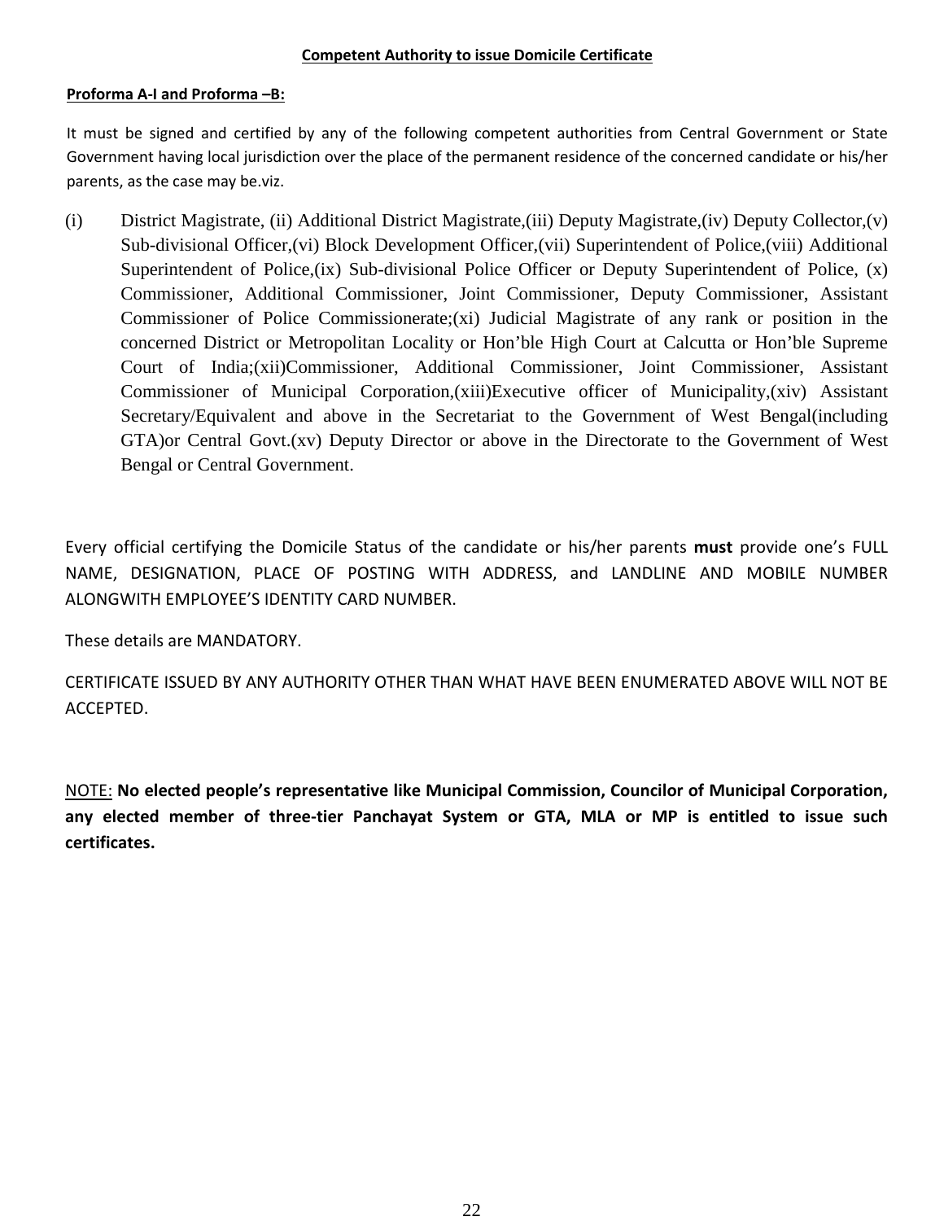## Competent Authority to issue Domicile Certificate

**Proforma A-I and Proforma –B:**

It must be signed and certified by any of the following competent authorities from Central Government or State Government having local jurisdiction over the place of the permanent residence of the concerned candidate or his/her parents, as the case may be.viz.

(i) District Magistrate, (ii) Additional District Magistrate,(iii) Deputy Magistrate,(iv) Deputy Collector,(v) Sub-divisional Officer,(vi) Block Development Officer,(vii) Superintendent of Police,(viii) Additional Superintendent of Police,(ix) Sub-divisional Police Officer or Deputy Superintendent of Police, (x) Commissioner, Additional Commissioner, Joint Commissioner, Deputy Commissioner, Assistant Commissioner of Police Commissionerate;(xi) Judicial Magistrate of any rank or position in the concerned District or Metropolitan Locality or Hon'ble High Court at Calcutta or Hon'ble Supreme Court of India;(xii)Commissioner, Additional Commissioner, Joint Commissioner, Assistant Commissioner of Municipal Corporation,(xiii)Executive officer of Municipality,(xiv) Assistant Secretary/Equivalent and above in the Secretariat to the Government of West Bengal(including GTA)or Central Govt.(xv) Deputy Director or above in the Directorate to the Government of West Bengal or Central Government.

Every official certifying the Domicile Status of the candidate or his/her parents **must** provide one's FULL NAME, DESIGNATION, PLACE OF POSTING WITH ADDRESS, and LANDLINE AND MOBILE NUMBER ALONGWITH EMPLOYEE'S IDENTITY CARD NUMBER.

These details are MANDATORY.

CERTIFICATE ISSUED BY ANY AUTHORITY OTHER THAN WHAT HAVE BEEN ENUMERATED ABOVE WILL NOT BE ACCEPTED.

NOTE: **No elected people's representative like Municipal Commission, Councilor of Municipal Corporation, any elected member of three-tier Panchayat System or GTA, MLA or MP is entitled to issue such certificates.**